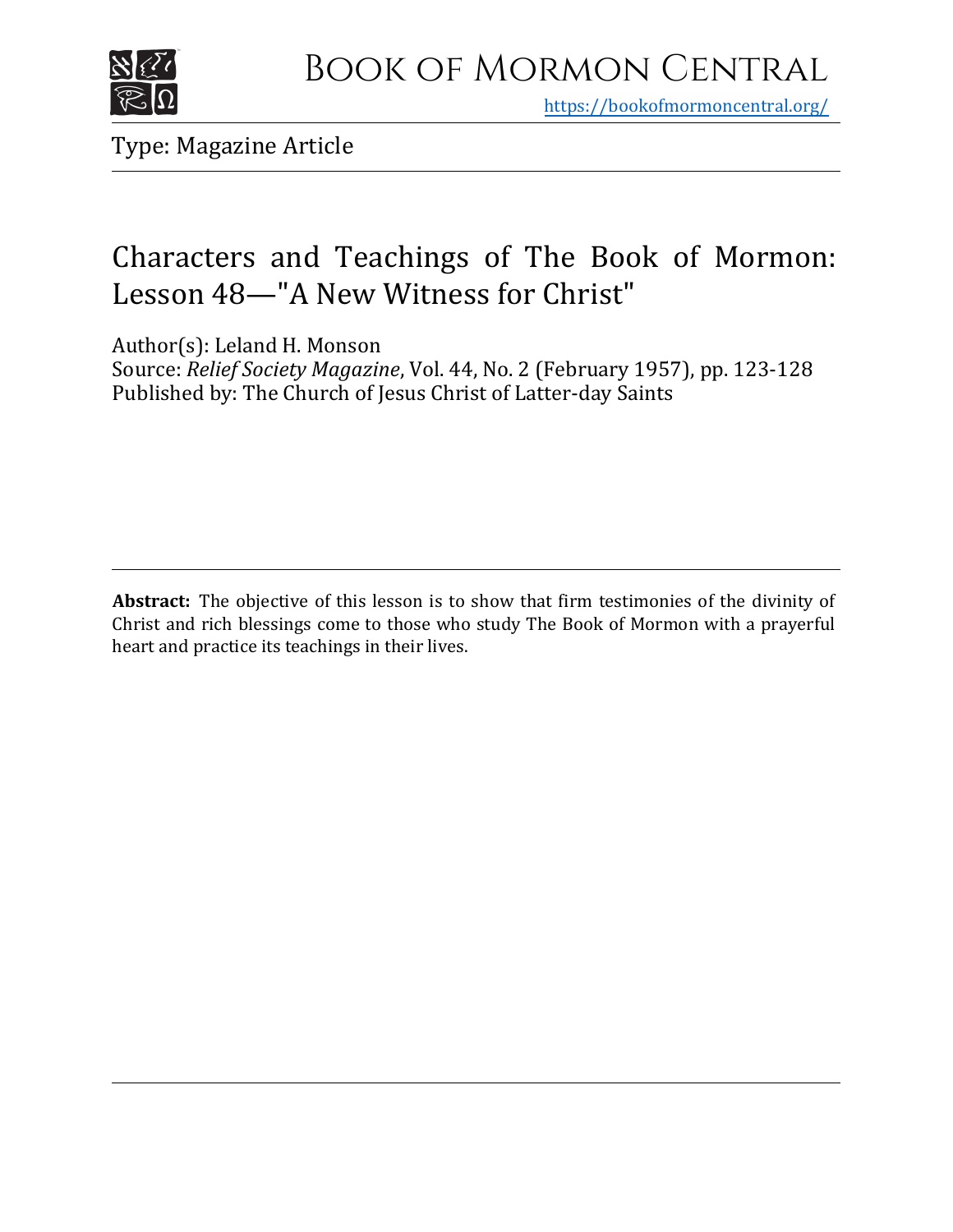# Book of Mormon Central

https://bookofmormoncentral.org/

Type: Magazine Article

## Characters and Teachings of The Book of Mormon: Lesson 48—"A New Witness for Christ"

Author(s): Leland H. Monson

Source: *Relief Society Magazine*, Vol. 44, No. 2 (February 1957), pp. 123-128

Published by: The Church of Jesus Christ of Latter-day Saints

**Abstract:** The objective of this lesson is to show that firm testimonies of the divinity of Christ and rich blessings come to those who study The Book of Mormon with a prayerful heart and practice its teachings in their lives.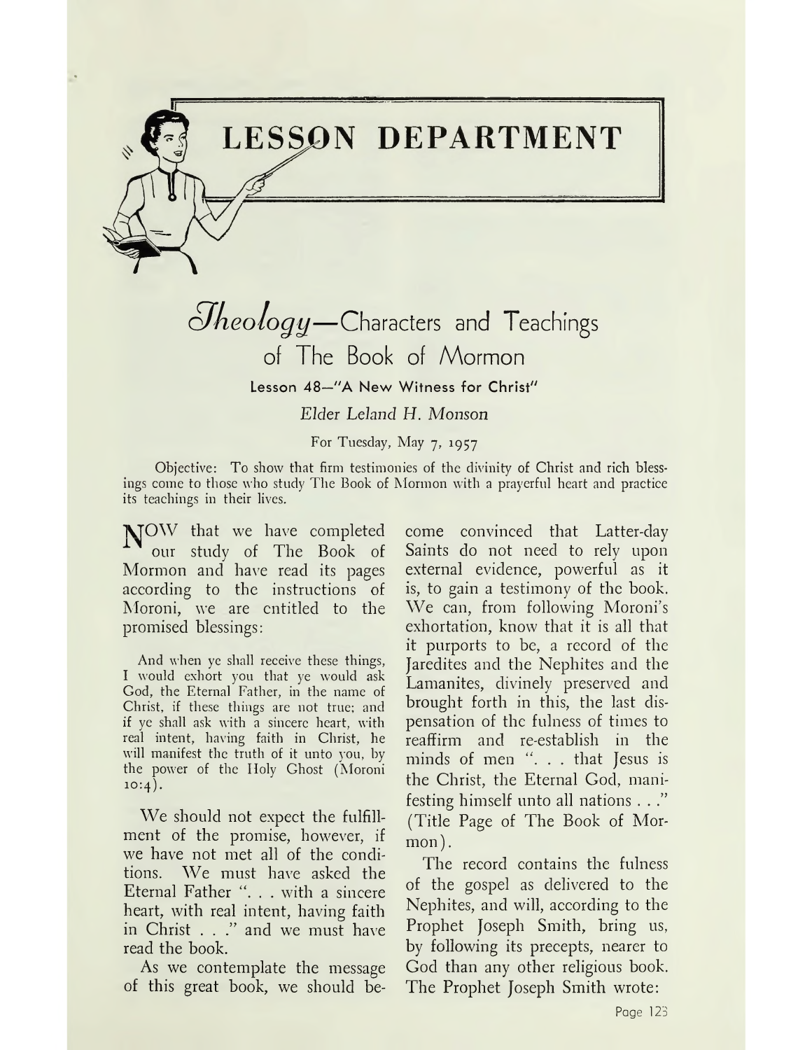# LESSON DEPARTMENT

## *Theology*—Characters and Teachings of The Book of Mormon

### Lesson 48—"A New Witness for Christ"

*Elder Leland H. Monson*

For Tuesday, May 7, 1957

Objective: To show that firm testimonies of the divinity of Christ and rich blessings come to those who study The Book of Mormon with a prayerful heart and practice its teachings in their lives.

NOW that we have completed our study of The Book of Mormon and have read its pages according to the instructions of Moroni, we are entitled to the promised blessings:

> And when ye shall receive these things, I would exhort you that ye would ask God, the Eternal Father, in the name of Christ, if these things are not true; and if ye shall ask with a sincere heart, with real intent, having faith in Christ, he will manifest the truth of it unto you, by the power of the Holy Ghost (Moroni 10:4).

We should not expect the fulfillment of the promise, however, if we have not met all of the conditions. We must have asked the Eternal Father ". . . with a sincere heart, with real intent, having faith in Christ . . ." and we must have read the book.

As we contemplate the message of this great book, we should become convinced that Latter-day Saints do not need to rely upon external evidence, powerful as it is, to gain a testimony of the book. We can, from following Moroni's exhortation, know that it is all that it purports to be, a record of the Jaredites and the Nephites and the Lamanites, divinely preserved and brought forth in this, the last dispensation of the fulness of times to reaffirm and re-establish in the minds of men ". . . that Jesus is the Christ, the Eternal God, manifesting himself unto all nations . . ." (Title Page of The Book of Mormon).

The record contains the fulness of the gospel as delivered to the Nephites, and will, according to the Prophet Joseph Smith, bring us, by following its precepts, nearer to God than any other religious book. The Prophet Joseph Smith wrote: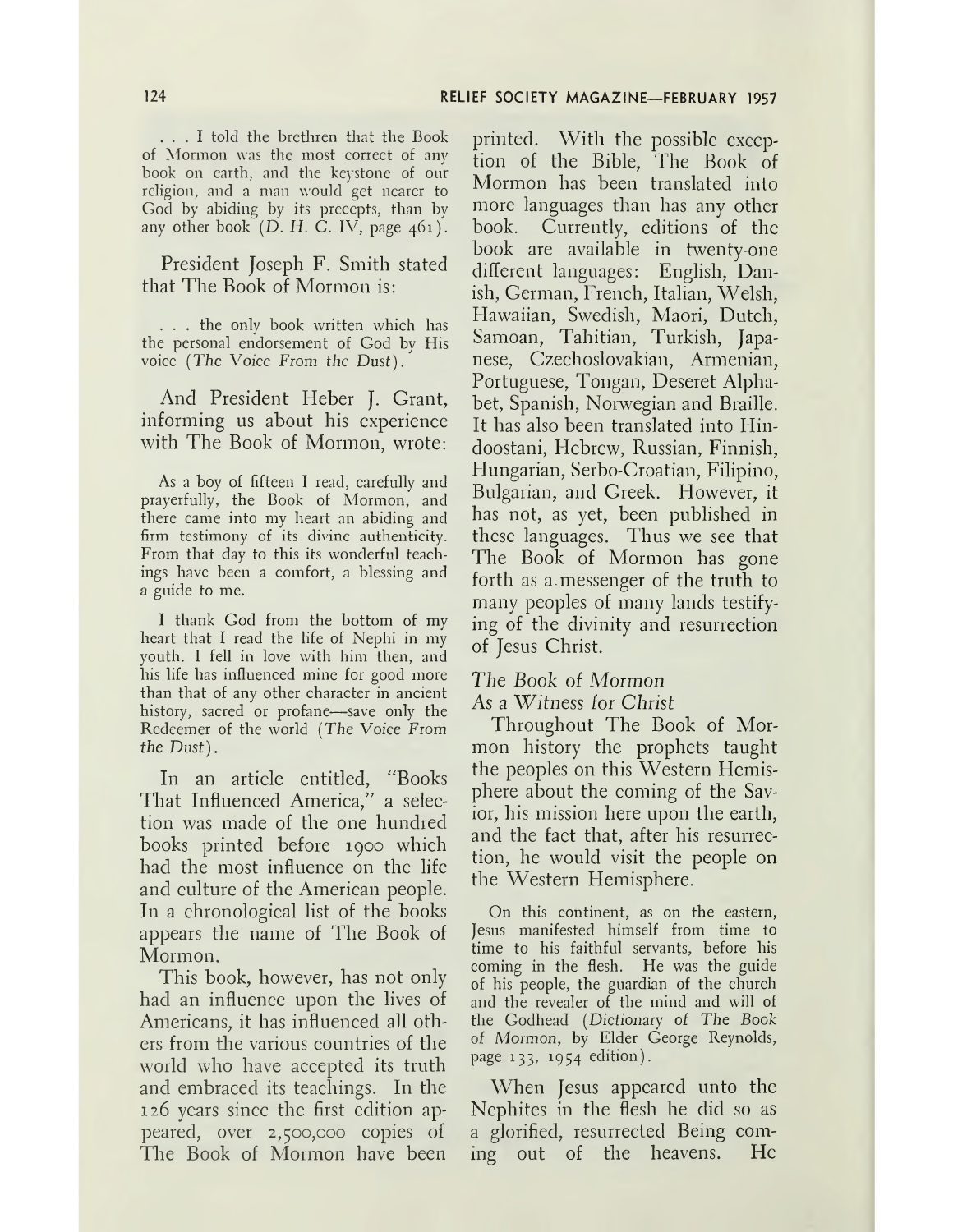> . . . I told the brethren that the Book of Mormon was the most correct of any book on earth, and the keystone of our religion, and a man would get nearer to God by abiding by its precepts, than by any other book (*D. H. C.* IV, page 461).

President Joseph F. Smith stated that The Book of Mormon is:

> . . . the only book written which has the personal endorsement of God by His voice (*The Voice From the Dust*).

And President Heber J. Grant, informing us about his experience with The Book of Mormon, wrote:

> As a boy of fifteen I read, carefully and prayerfully, the Book of Mormon, and there came into my heart an abiding and firm testimony of its divine authenticity. From that day to this its wonderful teachings have been a comfort, a blessing and a guide to me.
>
> I thank God from the bottom of my heart that I read the life of Nephi in my youth. I fell in love with him then, and his life has influenced mine for good more than that of any other character in ancient history, sacred or profane—save only the Redeemer of the world (*The Voice From the Dust*).

In an article entitled, "Books That Influenced America," a selection was made of the one hundred books printed before 1900 which had the most influence on the life and culture of the American people. In a chronological list of the books appears the name of The Book of Mormon.

This book, however, has not only had an influence upon the lives of Americans, it has influenced all others from the various countries of the world who have accepted its truth and embraced its teachings. In the 126 years since the first edition appeared, over 2,500,000 copies of The Book of Mormon have been printed. With the possible exception of the Bible, The Book of Mormon has been translated into more languages than has any other book. Currently, editions of the book are available in twenty-one different languages: English, Danish, German, French, Italian, Welsh, Hawaiian, Swedish, Maori, Dutch, Samoan, Tahitian, Turkish, Japanese, Czechoslovakian, Armenian, Portuguese, Tongan, Deseret Alphabet, Spanish, Norwegian and Braille. It has also been translated into Hindoostani, Hebrew, Russian, Finnish, Hungarian, Serbo-Croatian, Filipino, Bulgarian, and Greek. However, it has not, as yet, been published in these languages. Thus we see that The Book of Mormon has gone forth as a messenger of the truth to many peoples of many lands testifying of the divinity and resurrection of Jesus Christ.

*The Book of Mormon As a Witness for Christ*

Throughout The Book of Mormon history the prophets taught the peoples on this Western Hemisphere about the coming of the Savior, his mission here upon the earth, and the fact that, after his resurrection, he would visit the people on the Western Hemisphere.

> On this continent, as on the eastern, Jesus manifested himself from time to time to his faithful servants, before his coming in the flesh. He was the guide of his people, the guardian of the church and the revealer of the mind and will of the Godhead (*Dictionary of The Book of Mormon*, by Elder George Reynolds, page 133, 1954 edition).

When Jesus appeared unto the Nephites in the flesh he did so as a glorified, resurrected Being coming out of the heavens. He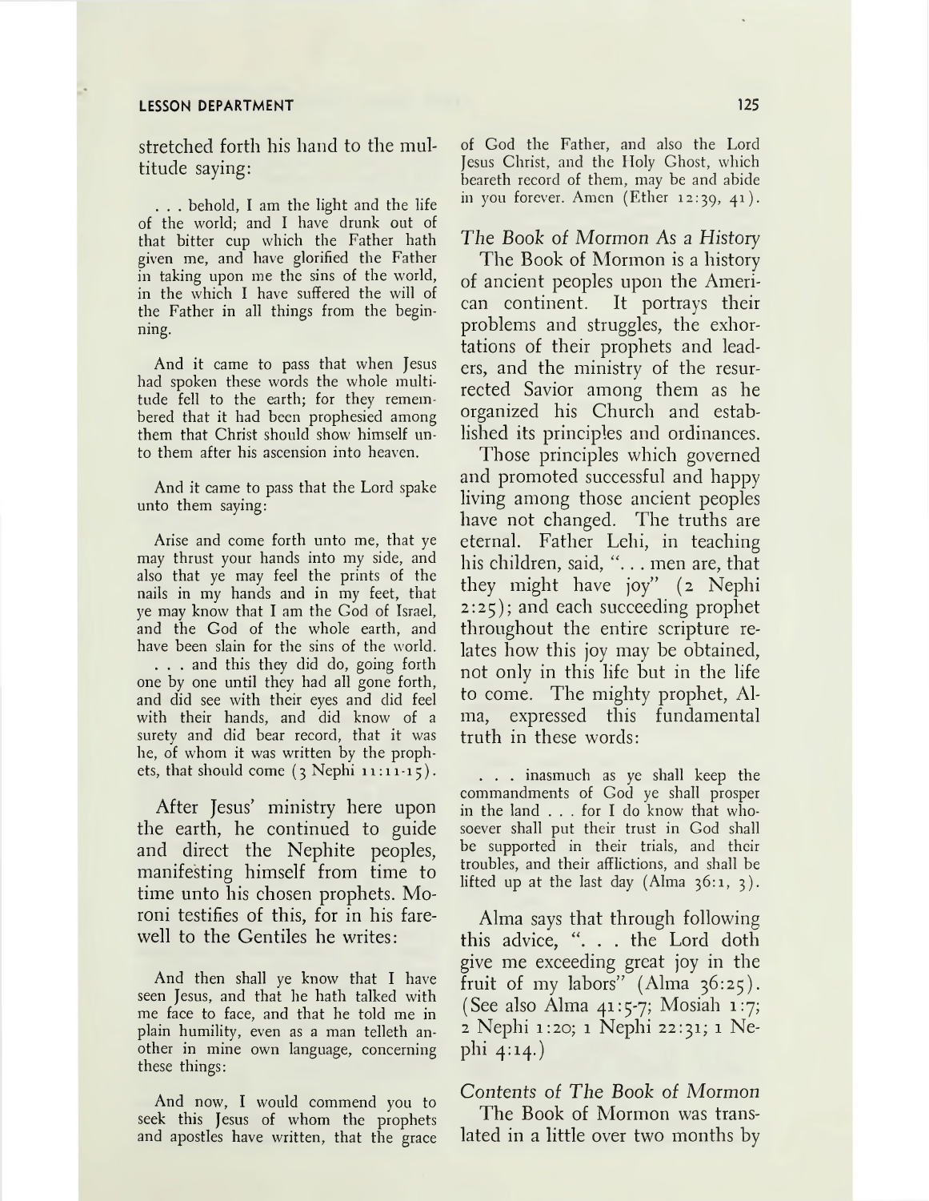stretched forth his hand to the multitude saying:

> . . . behold, I am the light and the life of the world; and I have drunk out of that bitter cup which the Father hath given me, and have glorified the Father in taking upon me the sins of the world, in the which I have suffered the will of the Father in all things from the beginning.
>
> And it came to pass that when Jesus had spoken these words the whole multitude fell to the earth; for they remembered that it had been prophesied among them that Christ should show himself unto them after his ascension into heaven.
>
> And it came to pass that the Lord spake unto them saying:
>
> Arise and come forth unto me, that ye may thrust your hands into my side, and also that ye may feel the prints of the nails in my hands and in my feet, that ye may know that I am the God of Israel, and the God of the whole earth, and have been slain for the sins of the world. . . . and this they did do, going forth one by one until they had all gone forth, and did see with their eyes and did feel with their hands, and did know of a surety and did bear record, that it was he, of whom it was written by the prophets, that should come (3 Nephi 11:11-15).

After Jesus' ministry here upon the earth, he continued to guide and direct the Nephite peoples, manifesting himself from time to time unto his chosen prophets. Moroni testifies of this, for in his farewell to the Gentiles he writes:

> And then shall ye know that I have seen Jesus, and that he hath talked with me face to face, and that he told me in plain humility, even as a man telleth another in mine own language, concerning these things:
>
> And now, I would commend you to seek this Jesus of whom the prophets and apostles have written, that the grace of God the Father, and also the Lord Jesus Christ, and the Holy Ghost, which beareth record of them, may be and abide in you forever. Amen (Ether 12:39, 41).

*The Book of Mormon As a History*

The Book of Mormon is a history of ancient peoples upon the American continent. It portrays their problems and struggles, the exhortations of their prophets and leaders, and the ministry of the resurrected Savior among them as he organized his Church and established its principles and ordinances.

Those principles which governed and promoted successful and happy living among those ancient peoples have not changed. The truths are eternal. Father Lehi, in teaching his children, said, ". . . men are, that they might have joy" (2 Nephi 2:25); and each succeeding prophet throughout the entire scripture relates how this joy may be obtained, not only in this life but in the life to come. The mighty prophet, Alma, expressed this fundamental truth in these words:

> . . . inasmuch as ye shall keep the commandments of God ye shall prosper in the land . . . for I do know that whosoever shall put their trust in God shall be supported in their trials, and their troubles, and their afflictions, and shall be lifted up at the last day (Alma 36:1, 3).

Alma says that through following this advice, ". . . the Lord doth give me exceeding great joy in the fruit of my labors" (Alma 36:25). (See also Alma 41:5-7; Mosiah 1:7; 2 Nephi 1:20; 1 Nephi 22:31; 1 Nephi 4:14.)

*Contents of The Book of Mormon*

The Book of Mormon was translated in a little over two months by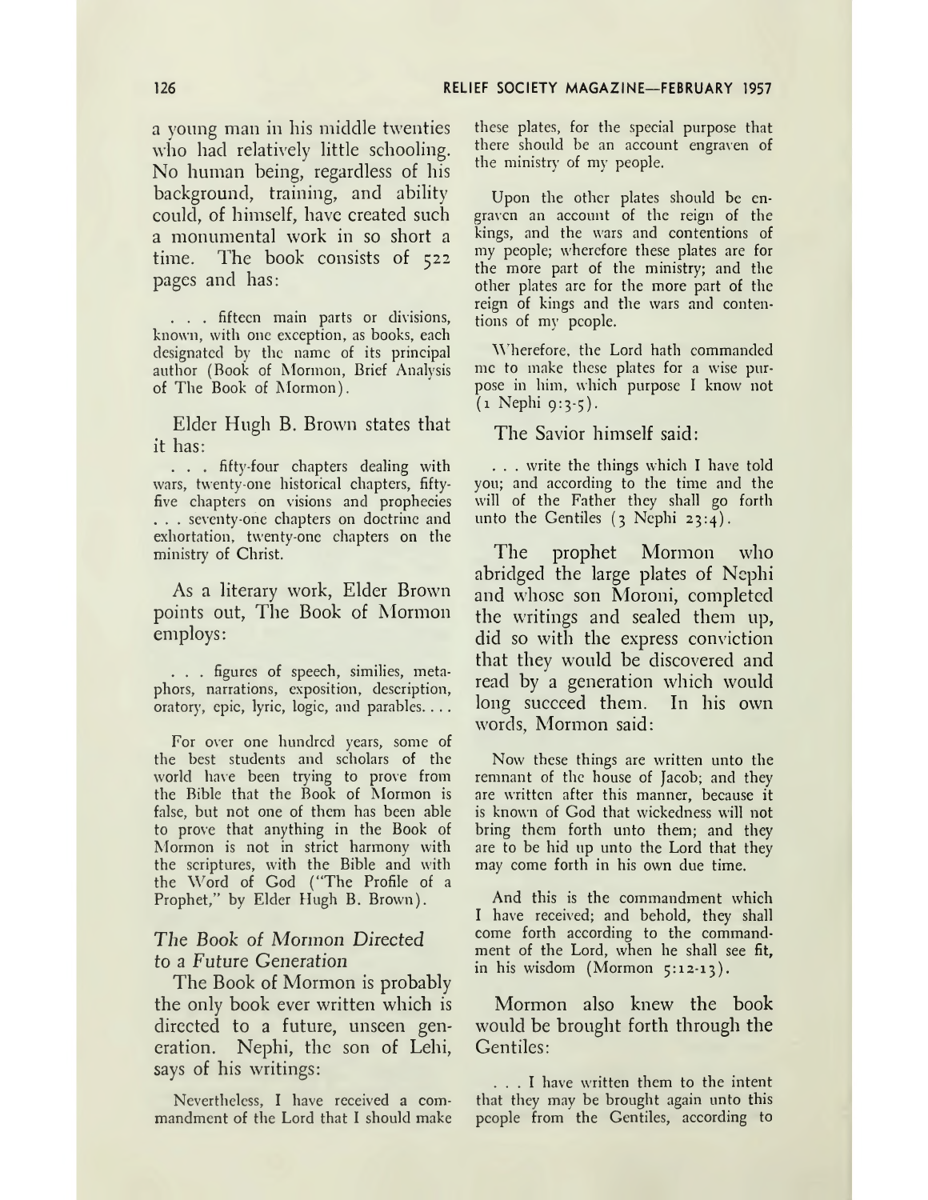a young man in his middle twenties who had relatively little schooling. No human being, regardless of his background, training, and ability could, of himself, have created such a monumental work in so short a time. The book consists of 522 pages and has:

> . . . fifteen main parts or divisions, known, with one exception, as books, each designated by the name of its principal author (Book of Mormon, Brief Analysis of The Book of Mormon).

Elder Hugh B. Brown states that it has:

> . . . fifty-four chapters dealing with wars, twenty-one historical chapters, fifty-five chapters on visions and prophecies . . . seventy-one chapters on doctrine and exhortation, twenty-one chapters on the ministry of Christ.

As a literary work, Elder Brown points out, The Book of Mormon employs:

> . . . figures of speech, similies, metaphors, narrations, exposition, description, oratory, epic, lyric, logic, and parables. . . .
>
> For over one hundred years, some of the best students and scholars of the world have been trying to prove from the Bible that the Book of Mormon is false, but not one of them has been able to prove that anything in the Book of Mormon is not in strict harmony with the scriptures, with the Bible and with the Word of God ("The Profile of a Prophet," by Elder Hugh B. Brown).

### *The Book of Mormon Directed to a Future Generation*

The Book of Mormon is probably the only book ever written which is directed to a future, unseen generation. Nephi, the son of Lehi, says of his writings:

> Nevertheless, I have received a commandment of the Lord that I should make these plates, for the special purpose that there should be an account engraven of the ministry of my people.
>
> Upon the other plates should be engraven an account of the reign of the kings, and the wars and contentions of my people; wherefore these plates are for the more part of the ministry; and the other plates are for the more part of the reign of kings and the wars and contentions of my people.
>
> Wherefore, the Lord hath commanded me to make these plates for a wise purpose in him, which purpose I know not (1 Nephi 9:3-5).

The Savior himself said:

> . . . write the things which I have told you; and according to the time and the will of the Father they shall go forth unto the Gentiles (3 Nephi 23:4).

The prophet Mormon who abridged the large plates of Nephi and whose son Moroni, completed the writings and sealed them up, did so with the express conviction that they would be discovered and read by a generation which would long succeed them. In his own words, Mormon said:

> Now these things are written unto the remnant of the house of Jacob; and they are written after this manner, because it is known of God that wickedness will not bring them forth unto them; and they are to be hid up unto the Lord that they may come forth in his own due time.
>
> And this is the commandment which I have received; and behold, they shall come forth according to the commandment of the Lord, when he shall see fit, in his wisdom (Mormon 5:12-13).

Mormon also knew the book would be brought forth through the Gentiles:

> . . . I have written them to the intent that they may be brought again unto this people from the Gentiles, according to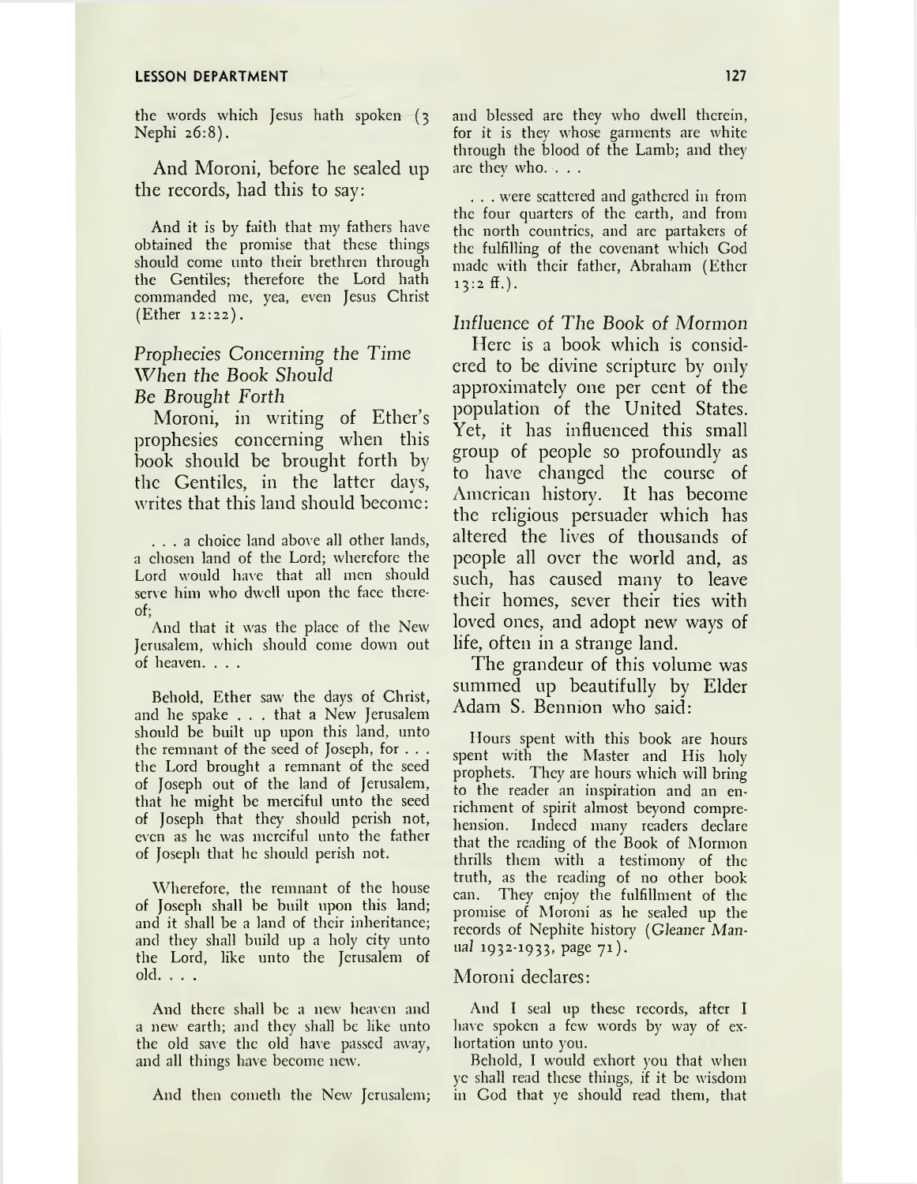the words which Jesus hath spoken (3 Nephi 26:8).

And Moroni, before he sealed up the records, had this to say:

> And it is by faith that my fathers have obtained the promise that these things should come unto their brethren through the Gentiles; therefore the Lord hath commanded me, yea, even Jesus Christ (Ether 12:22).

*Prophecies Concerning the Time When the Book Should Be Brought Forth*

Moroni, in writing of Ether's prophesies concerning when this book should be brought forth by the Gentiles, in the latter days, writes that this land should become:

> . . . a choice land above all other lands, a chosen land of the Lord; wherefore the Lord would have that all men should serve him who dwell upon the face thereof;
>
> And that it was the place of the New Jerusalem, which should come down out of heaven. . . .
>
> Behold, Ether saw the days of Christ, and he spake . . . that a New Jerusalem should be built up upon this land, unto the remnant of the seed of Joseph, for . . . the Lord brought a remnant of the seed of Joseph out of the land of Jerusalem, that he might be merciful unto the seed of Joseph that they should perish not, even as he was merciful unto the father of Joseph that he should perish not.
>
> Wherefore, the remnant of the house of Joseph shall be built upon this land; and it shall be a land of their inheritance; and they shall build up a holy city unto the Lord, like unto the Jerusalem of old. . . .
>
> And there shall be a new heaven and a new earth; and they shall be like unto the old save the old have passed away, and all things have become new.
>
> And then cometh the New Jerusalem; and blessed are they who dwell therein, for it is they whose garments are white through the blood of the Lamb; and they are they who. . . .
>
> . . . were scattered and gathered in from the four quarters of the earth, and from the north countries, and are partakers of the fulfilling of the covenant which God made with their father, Abraham (Ether 13:2 ff.).

*Influence of The Book of Mormon*

Here is a book which is considered to be divine scripture by only approximately one per cent of the population of the United States. Yet, it has influenced this small group of people so profoundly as to have changed the course of American history. It has become the religious persuader which has altered the lives of thousands of people all over the world and, as such, has caused many to leave their homes, sever their ties with loved ones, and adopt new ways of life, often in a strange land.

The grandeur of this volume was summed up beautifully by Elder Adam S. Bennion who said:

> Hours spent with this book are hours spent with the Master and His holy prophets. They are hours which will bring to the reader an inspiration and an enrichment of spirit almost beyond comprehension. Indeed many readers declare that the reading of the Book of Mormon thrills them with a testimony of the truth, as the reading of no other book can. They enjoy the fulfillment of the promise of Moroni as he sealed up the records of Nephite history (*Gleaner Manual* 1932-1933, page 71).

Moroni declares:

> And I seal up these records, after I have spoken a few words by way of exhortation unto you.
>
> Behold, I would exhort you that when ye shall read these things, if it be wisdom in God that ye should read them, that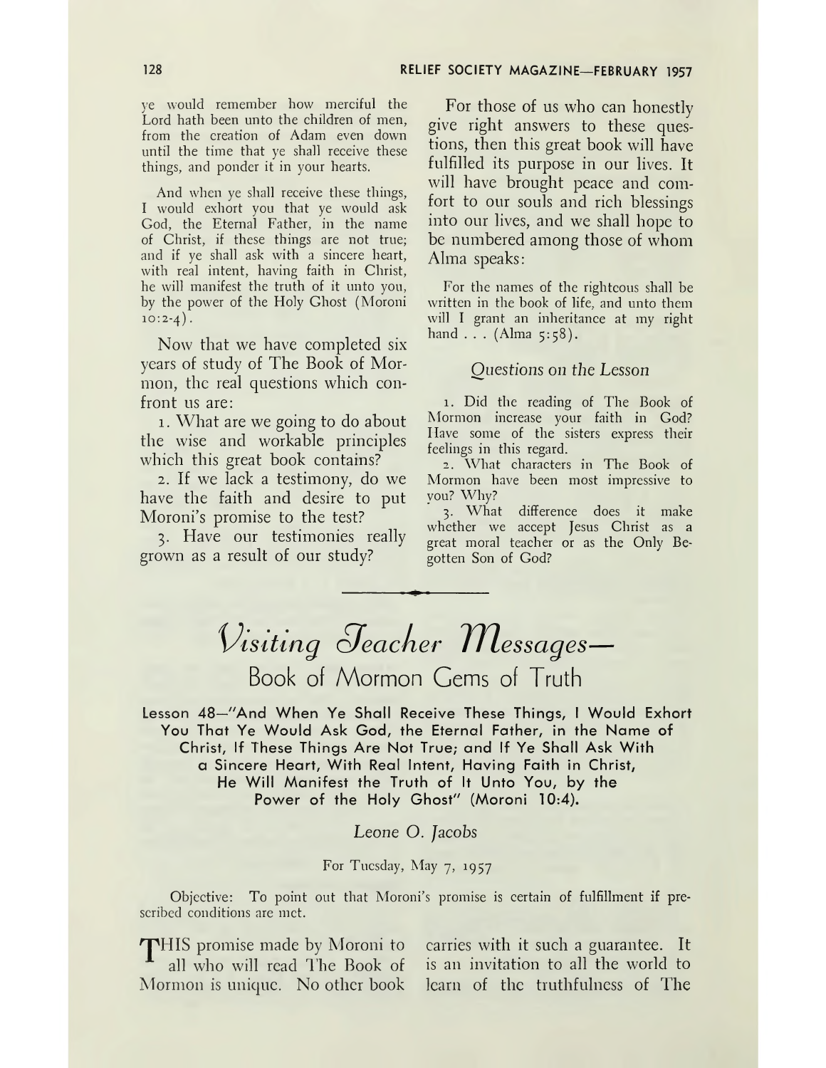ye would remember how merciful the Lord hath been unto the children of men, from the creation of Adam even down until the time that ye shall receive these things, and ponder it in your hearts.

And when ye shall receive these things, I would exhort you that ye would ask God, the Eternal Father, in the name of Christ, if these things are not true; and if ye shall ask with a sincere heart, with real intent, having faith in Christ, he will manifest the truth of it unto you, by the power of the Holy Ghost (Moroni 10:2-4).

Now that we have completed six years of study of The Book of Mormon, the real questions which confront us are:

1. What are we going to do about the wise and workable principles which this great book contains?

2. If we lack a testimony, do we have the faith and desire to put Moroni's promise to the test?

3. Have our testimonies really grown as a result of our study?

For those of us who can honestly give right answers to these questions, then this great book will have fulfilled its purpose in our lives. It will have brought peace and comfort to our souls and rich blessings into our lives, and we shall hope to be numbered among those of whom Alma speaks:

For the names of the righteous shall be written in the book of life, and unto them will I grant an inheritance at my right hand . . . (Alma 5:58).

### *Questions on the Lesson*

1. Did the reading of The Book of Mormon increase your faith in God? Have some of the sisters express their feelings in this regard.

2. What characters in The Book of Mormon have been most impressive to you? Why?

3. What difference does it make whether we accept Jesus Christ as a great moral teacher or as the Only Begotten Son of God?

---

# *Visiting Teacher Messages—*
## Book of Mormon Gems of Truth

**Lesson 48—"And When Ye Shall Receive These Things, I Would Exhort You That Ye Would Ask God, the Eternal Father, in the Name of Christ, If These Things Are Not True; and If Ye Shall Ask With a Sincere Heart, With Real Intent, Having Faith in Christ, He Will Manifest the Truth of It Unto You, by the Power of the Holy Ghost" (Moroni 10:4).**

*Leone O. Jacobs*

For Tuesday, May 7, 1957

Objective: To point out that Moroni's promise is certain of fulfillment if prescribed conditions are met.

THIS promise made by Moroni to all who will read The Book of Mormon is unique. No other book carries with it such a guarantee. It is an invitation to all the world to learn of the truthfulness of The